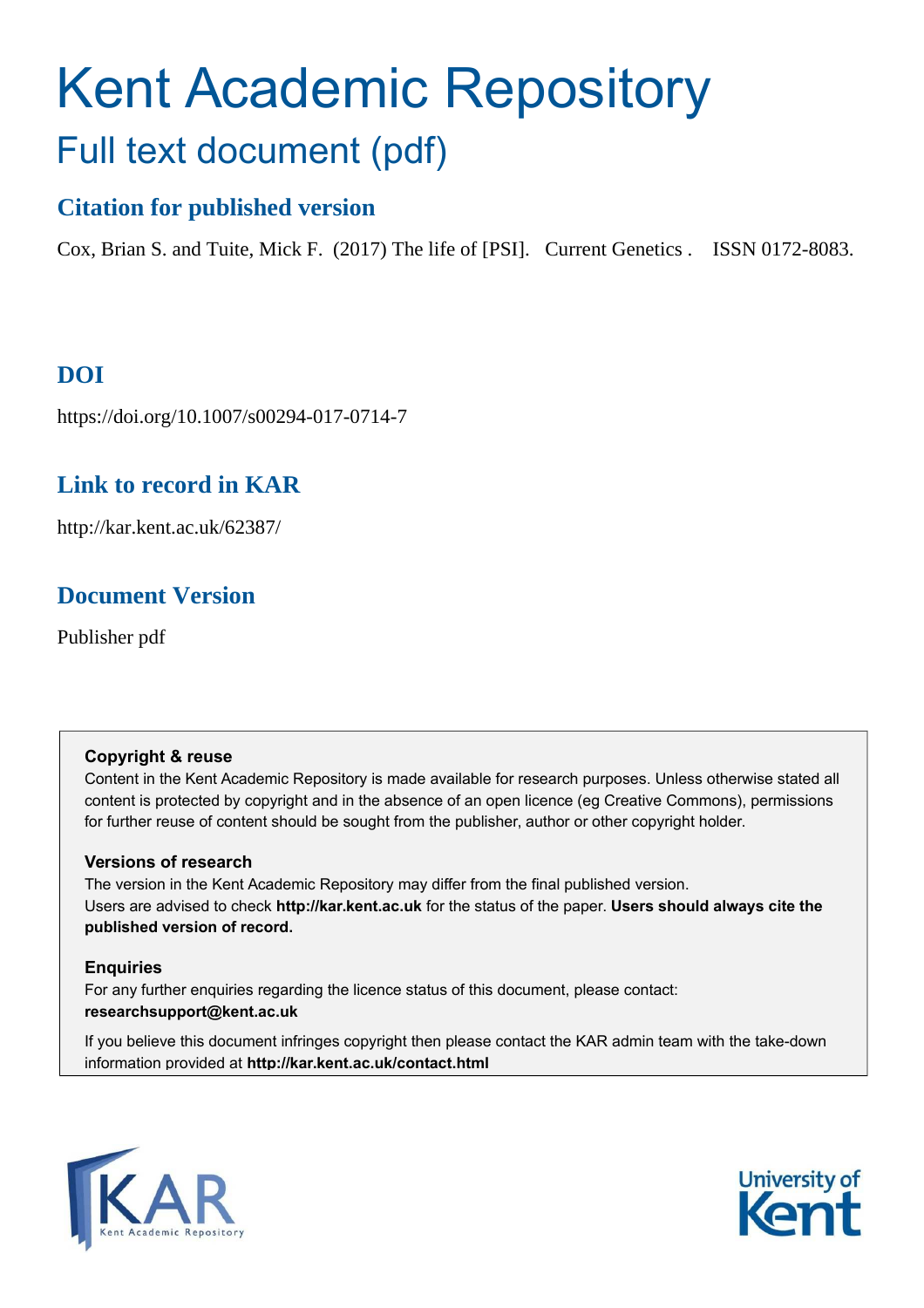# Kent Academic Repository

## Full text document (pdf)

### Citation for published version

Cox, Brian S. and Tuite, Mick F. (2017) The life of [PSI]. Current Genetics . ISSN 0172-8083.

### DOI

https://doi.org/10.1007/s00294-017-0714-7

### Link to record in KAR

http://kar.kent.ac.uk/62387/

### Document Version

Publisher pdf

**Copyright & reuse**

Content in the Kent Academic Repository is made available for research purposes. Unless otherwise stated all content is protected by copyright and in the absence of an open licence (eg Creative Commons), permissions for further reuse of content should be sought from the publisher, author or other copyright holder.

**Versions of research**

The version in the Kent Academic Repository may differ from the final published version. Users are advised to check **http://kar.kent.ac.uk** for the status of the paper. **Users should always cite the published version of record.**

**Enquiries**

For any further enquiries regarding the licence status of this document, please contact: **researchsupport@kent.ac.uk**

If you believe this document infringes copyright then please contact the KAR admin team with the take-down information provided at **http://kar.kent.ac.uk/contact.html**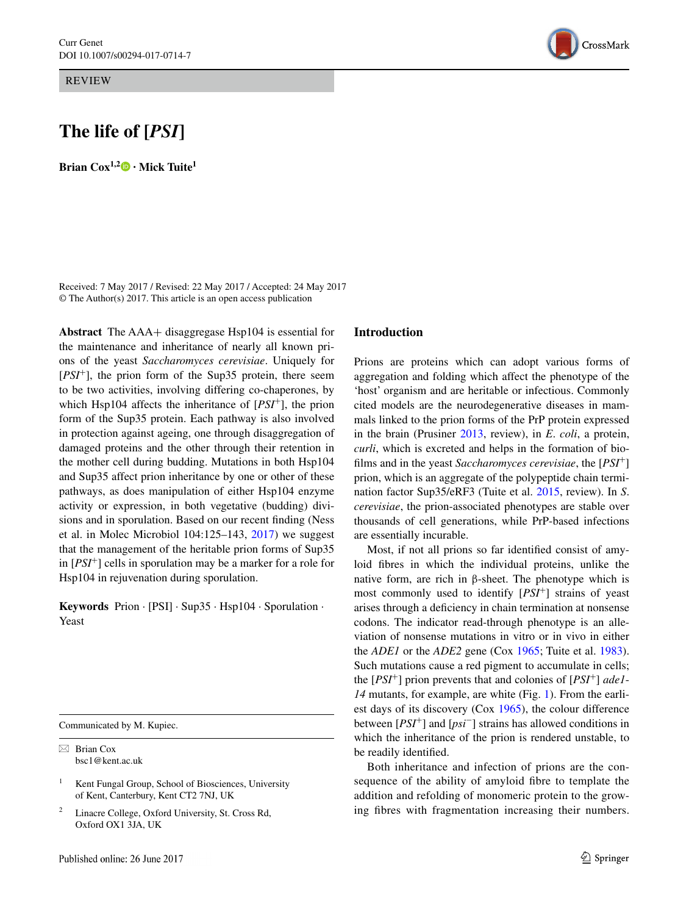# The life of [*PSI*]

**Brian Cox**[1,2] · **Mick Tuite**[1]

Received: 7 May 2017 / Revised: 22 May 2017 / Accepted: 24 May 2017
© The Author(s) 2017. This article is an open access publication

**Abstract** The AAA+ disaggregase Hsp104 is essential for the maintenance and inheritance of nearly all known prions of the yeast *Saccharomyces cerevisiae*. Uniquely for [*PSI*$^+$], the prion form of the Sup35 protein, there seem to be two activities, involving differing co-chaperones, by which Hsp104 affects the inheritance of [*PSI*$^+$], the prion form of the Sup35 protein. Each pathway is also involved in protection against ageing, one through disaggregation of damaged proteins and the other through their retention in the mother cell during budding. Mutations in both Hsp104 and Sup35 affect prion inheritance by one or other of these pathways, as does manipulation of either Hsp104 enzyme activity or expression, in both vegetative (budding) divisions and in sporulation. Based on our recent finding (Ness et al. in Molec Microbiol 104:125–143, 2017) we suggest that the management of the heritable prion forms of Sup35 in [*PSI*$^+$] cells in sporulation may be a marker for a role for Hsp104 in rejuvenation during sporulation.

**Keywords** Prion · [PSI] · Sup35 · Hsp104 · Sporulation · Yeast

Communicated by M. Kupiec.

✉ Brian Cox
bsc1@kent.ac.uk

[1] Kent Fungal Group, School of Biosciences, University of Kent, Canterbury, Kent CT2 7NJ, UK

[2] Linacre College, Oxford University, St. Cross Rd, Oxford OX1 3JA, UK

## Introduction

Prions are proteins which can adopt various forms of aggregation and folding which affect the phenotype of the 'host' organism and are heritable or infectious. Commonly cited models are the neurodegenerative diseases in mammals linked to the prion forms of the PrP protein expressed in the brain (Prusiner 2013, review), in *E. coli*, a protein, *curli*, which is excreted and helps in the formation of biofilms and in the yeast *Saccharomyces cerevisiae*, the [*PSI*$^+$] prion, which is an aggregate of the polypeptide chain termination factor Sup35/eRF3 (Tuite et al. 2015, review). In *S. cerevisiae*, the prion-associated phenotypes are stable over thousands of cell generations, while PrP-based infections are essentially incurable.

Most, if not all prions so far identified consist of amyloid fibres in which the individual proteins, unlike the native form, are rich in β-sheet. The phenotype which is most commonly used to identify [*PSI*$^+$] strains of yeast arises through a deficiency in chain termination at nonsense codons. The indicator read-through phenotype is an alleviation of nonsense mutations in vitro or in vivo in either the *ADE1* or the *ADE2* gene (Cox 1965; Tuite et al. 1983). Such mutations cause a red pigment to accumulate in cells; the [*PSI*$^+$] prion prevents that and colonies of [*PSI*$^+$] *ade1-14* mutants, for example, are white (Fig. 1). From the earliest days of its discovery (Cox 1965), the colour difference between [*PSI*$^+$] and [*psi*$^-$] strains has allowed conditions in which the inheritance of the prion is rendered unstable, to be readily identified.

Both inheritance and infection of prions are the consequence of the ability of amyloid fibre to template the addition and refolding of monomeric protein to the growing fibres with fragmentation increasing their numbers.

Published online: 26 June 2017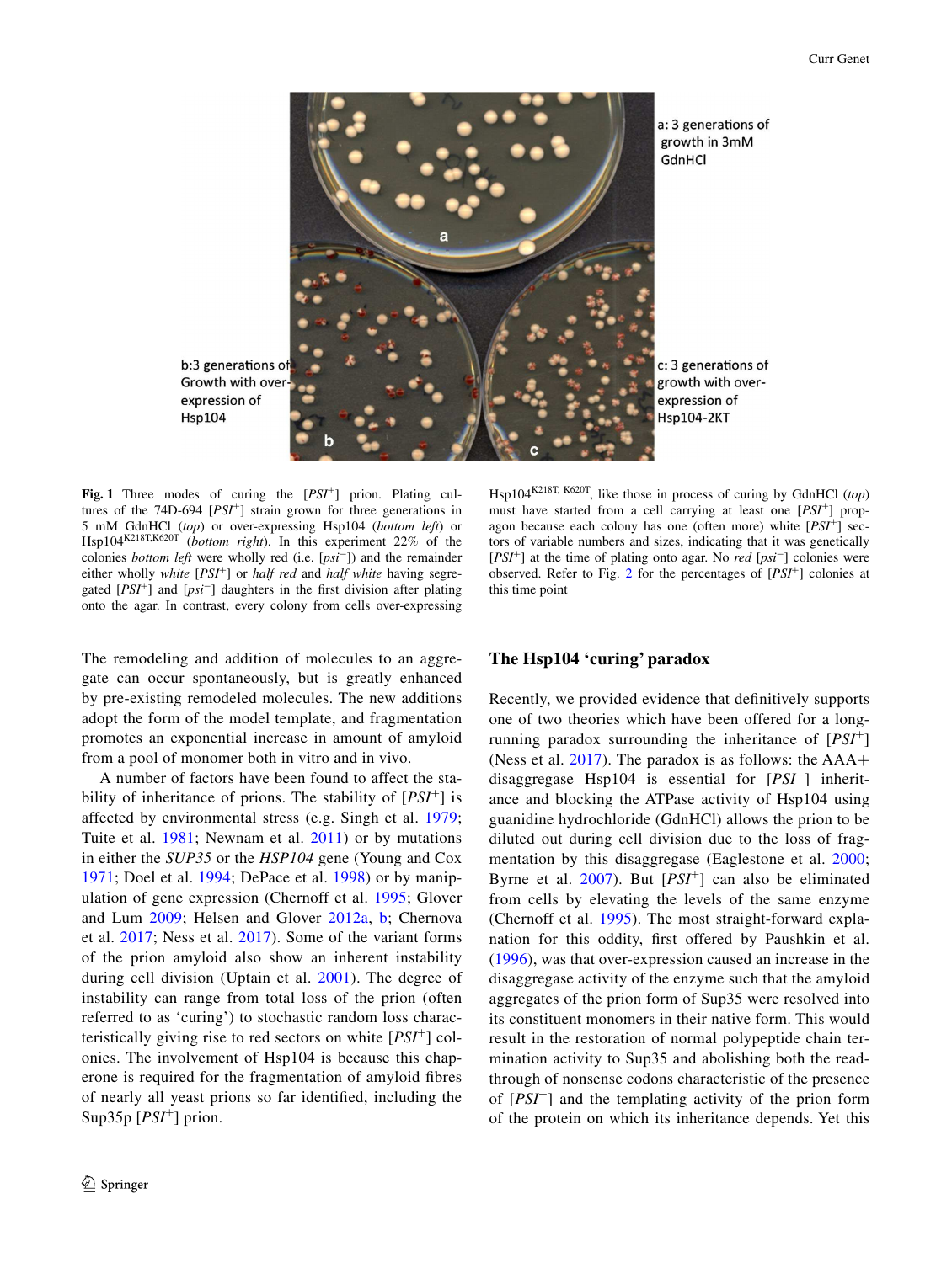**Fig. 1** Three modes of curing the [*PSI*+] prion. Plating cultures of the 74D-694 [*PSI*+] strain grown for three generations in 5 mM GdnHCl (*top*) or over-expressing Hsp104 (*bottom left*) or Hsp104$^{K218T,K620T}$ (*bottom right*). In this experiment 22% of the colonies *bottom left* were wholly red (i.e. [*psi*−]) and the remainder either wholly *white* [*PSI*+] or *half red* and *half white* having segregated [*PSI*+] and [*psi*−] daughters in the first division after plating onto the agar. In contrast, every colony from cells over-expressing Hsp104$^{K218T, K620T}$, like those in process of curing by GdnHCl (*top*) must have started from a cell carrying at least one [*PSI*+] propagon because each colony has one (often more) white [*PSI*+] sectors of variable numbers and sizes, indicating that it was genetically [*PSI*+] at the time of plating onto agar. No *red* [*psi*−] colonies were observed. Refer to Fig. 2 for the percentages of [*PSI*+] colonies at this time point

The remodeling and addition of molecules to an aggregate can occur spontaneously, but is greatly enhanced by pre-existing remodeled molecules. The new additions adopt the form of the model template, and fragmentation promotes an exponential increase in amount of amyloid from a pool of monomer both in vitro and in vivo.

A number of factors have been found to affect the stability of inheritance of prions. The stability of [*PSI*+] is affected by environmental stress (e.g. Singh et al. 1979; Tuite et al. 1981; Newnam et al. 2011) or by mutations in either the *SUP35* or the *HSP104* gene (Young and Cox 1971; Doel et al. 1994; DePace et al. 1998) or by manipulation of gene expression (Chernoff et al. 1995; Glover and Lum 2009; Helsen and Glover 2012a, b; Chernova et al. 2017; Ness et al. 2017). Some of the variant forms of the prion amyloid also show an inherent instability during cell division (Uptain et al. 2001). The degree of instability can range from total loss of the prion (often referred to as 'curing') to stochastic random loss characteristically giving rise to red sectors on white [*PSI*+] colonies. The involvement of Hsp104 is because this chaperone is required for the fragmentation of amyloid fibres of nearly all yeast prions so far identified, including the Sup35p [*PSI*+] prion.

## The Hsp104 'curing' paradox

Recently, we provided evidence that definitively supports one of two theories which have been offered for a long-running paradox surrounding the inheritance of [*PSI*+] (Ness et al. 2017). The paradox is as follows: the AAA+ disaggregase Hsp104 is essential for [*PSI*+] inheritance and blocking the ATPase activity of Hsp104 using guanidine hydrochloride (GdnHCl) allows the prion to be diluted out during cell division due to the loss of fragmentation by this disaggregase (Eaglestone et al. 2000; Byrne et al. 2007). But [*PSI*+] can also be eliminated from cells by elevating the levels of the same enzyme (Chernoff et al. 1995). The most straight-forward explanation for this oddity, first offered by Paushkin et al. (1996), was that over-expression caused an increase in the disaggregase activity of the enzyme such that the amyloid aggregates of the prion form of Sup35 were resolved into its constituent monomers in their native form. This would result in the restoration of normal polypeptide chain termination activity to Sup35 and abolishing both the read-through of nonsense codons characteristic of the presence of [*PSI*+] and the templating activity of the prion form of the protein on which its inheritance depends. Yet this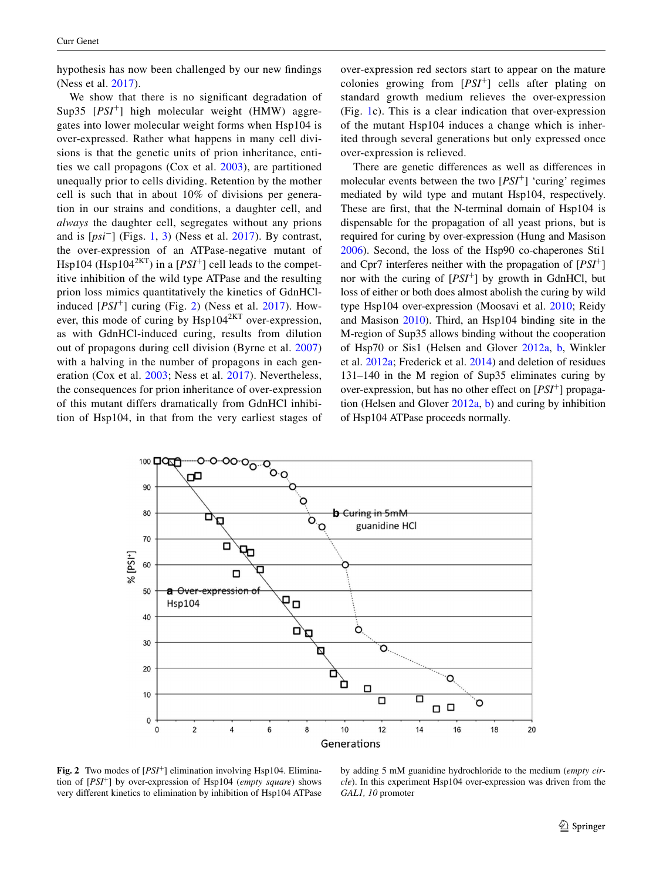hypothesis has now been challenged by our new findings (Ness et al. 2017).

We show that there is no significant degradation of Sup35 [$PSI^+$] high molecular weight (HMW) aggregates into lower molecular weight forms when Hsp104 is over-expressed. Rather what happens in many cell divisions is that the genetic units of prion inheritance, entities we call propagons (Cox et al. 2003), are partitioned unequally prior to cells dividing. Retention by the mother cell is such that in about 10% of divisions per generation in our strains and conditions, a daughter cell, and *always* the daughter cell, segregates without any prions and is [$psi^-$] (Figs. 1, 3) (Ness et al. 2017). By contrast, the over-expression of an ATPase-negative mutant of Hsp104 (Hsp104$^{2KT}$) in a [$PSI^+$] cell leads to the competitive inhibition of the wild type ATPase and the resulting prion loss mimics quantitatively the kinetics of GdnHCl-induced [$PSI^+$] curing (Fig. 2) (Ness et al. 2017). However, this mode of curing by Hsp104$^{2KT}$ over-expression, as with GdnHCl-induced curing, results from dilution out of propagons during cell division (Byrne et al. 2007) with a halving in the number of propagons in each generation (Cox et al. 2003; Ness et al. 2017). Nevertheless, the consequences for prion inheritance of over-expression of this mutant differs dramatically from GdnHCl inhibition of Hsp104, in that from the very earliest stages of over-expression red sectors start to appear on the mature colonies growing from [$PSI^+$] cells after plating on standard growth medium relieves the over-expression (Fig. 1c). This is a clear indication that over-expression of the mutant Hsp104 induces a change which is inherited through several generations but only expressed once over-expression is relieved.

There are genetic differences as well as differences in molecular events between the two [$PSI^+$] 'curing' regimes mediated by wild type and mutant Hsp104, respectively. These are first, that the N-terminal domain of Hsp104 is dispensable for the propagation of all yeast prions, but is required for curing by over-expression (Hung and Masison 2006). Second, the loss of the Hsp90 co-chaperones Sti1 and Cpr7 interferes neither with the propagation of [$PSI^+$] nor with the curing of [$PSI^+$] by growth in GdnHCl, but loss of either or both does almost abolish the curing by wild type Hsp104 over-expression (Moosavi et al. 2010; Reidy and Masison 2010). Third, an Hsp104 binding site in the M-region of Sup35 allows binding without the cooperation of Hsp70 or Sis1 (Helsen and Glover 2012a, b, Winkler et al. 2012a; Frederick et al. 2014) and deletion of residues 131–140 in the M region of Sup35 eliminates curing by over-expression, but has no other effect on [$PSI^+$] propagation (Helsen and Glover 2012a, b) and curing by inhibition of Hsp104 ATPase proceeds normally.

**Fig. 2** Two modes of [$PSI^+$] elimination involving Hsp104. Elimination of [$PSI^+$] by over-expression of Hsp104 (*empty square*) shows very different kinetics to elimination by inhibition of Hsp104 ATPase by adding 5 mM guanidine hydrochloride to the medium (*empty circle*). In this experiment Hsp104 over-expression was driven from the *GAL1, 10* promoter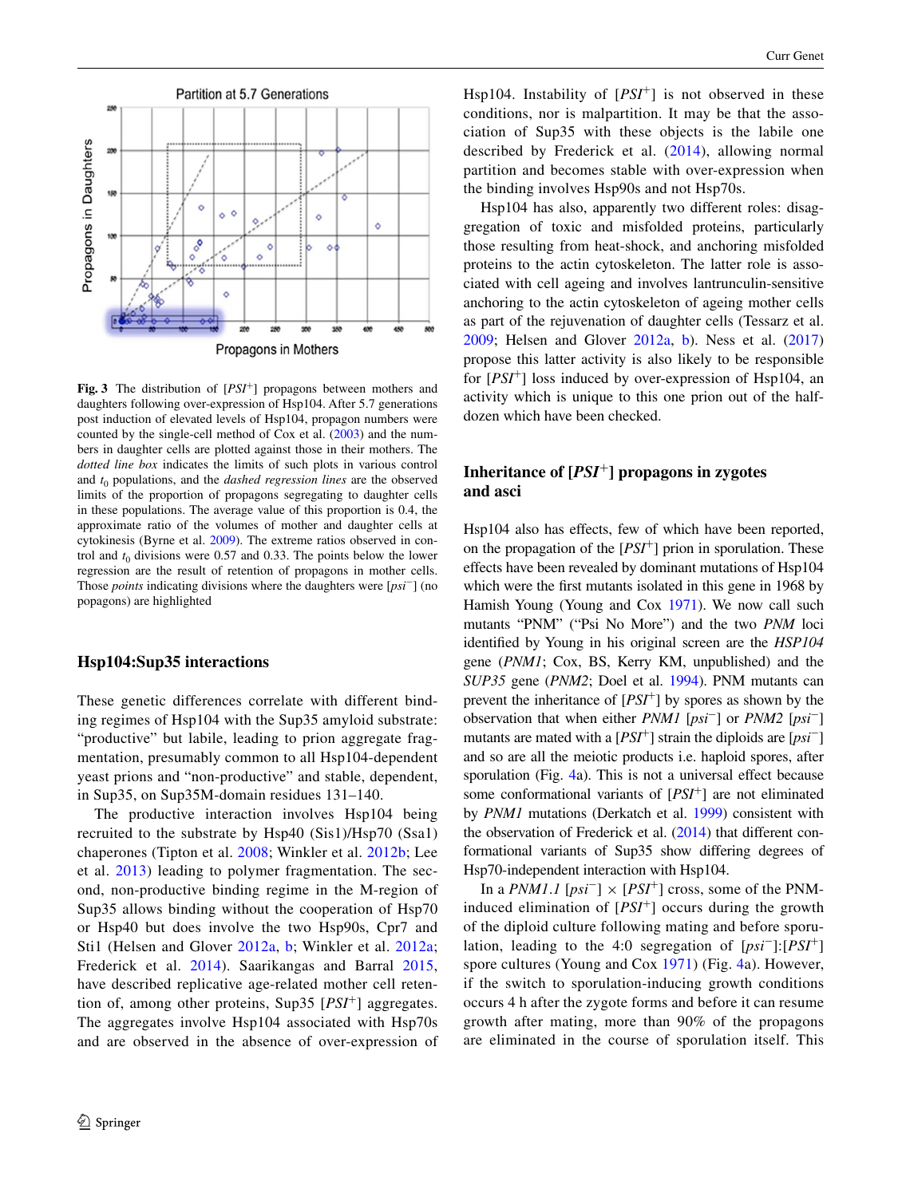Fig. 3 The distribution of [*PSI*$^{+}$] propagons between mothers and daughters following over-expression of Hsp104. After 5.7 generations post induction of elevated levels of Hsp104, propagon numbers were counted by the single-cell method of Cox et al. (2003) and the numbers in daughter cells are plotted against those in their mothers. The *dotted line box* indicates the limits of such plots in various control and $t_0$ populations, and the *dashed regression lines* are the observed limits of the proportion of propagons segregating to daughter cells in these populations. The average value of this proportion is 0.4, the approximate ratio of the volumes of mother and daughter cells at cytokinesis (Byrne et al. 2009). The extreme ratios observed in control and $t_0$ divisions were 0.57 and 0.33. The points below the lower regression are the result of retention of propagons in mother cells. Those *points* indicating divisions where the daughters were [*psi*$^{-}$] (no popagons) are highlighted

## Hsp104:Sup35 interactions

These genetic differences correlate with different binding regimes of Hsp104 with the Sup35 amyloid substrate: "productive" but labile, leading to prion aggregate fragmentation, presumably common to all Hsp104-dependent yeast prions and "non-productive" and stable, dependent, in Sup35, on Sup35M-domain residues 131–140.

The productive interaction involves Hsp104 being recruited to the substrate by Hsp40 (Sis1)/Hsp70 (Ssa1) chaperones (Tipton et al. 2008; Winkler et al. 2012b; Lee et al. 2013) leading to polymer fragmentation. The second, non-productive binding regime in the M-region of Sup35 allows binding without the cooperation of Hsp70 or Hsp40 but does involve the two Hsp90s, Cpr7 and Sti1 (Helsen and Glover 2012a, b; Winkler et al. 2012a; Frederick et al. 2014). Saarikangas and Barral 2015, have described replicative age-related mother cell retention of, among other proteins, Sup35 [*PSI*$^{+}$] aggregates. The aggregates involve Hsp104 associated with Hsp70s and are observed in the absence of over-expression of Hsp104. Instability of [*PSI*$^{+}$] is not observed in these conditions, nor is malpartition. It may be that the association of Sup35 with these objects is the labile one described by Frederick et al. (2014), allowing normal partition and becomes stable with over-expression when the binding involves Hsp90s and not Hsp70s.

Hsp104 has also, apparently two different roles: disaggregation of toxic and misfolded proteins, particularly those resulting from heat-shock, and anchoring misfolded proteins to the actin cytoskeleton. The latter role is associated with cell ageing and involves lantrunculin-sensitive anchoring to the actin cytoskeleton of ageing mother cells as part of the rejuvenation of daughter cells (Tessarz et al. 2009; Helsen and Glover 2012a, b). Ness et al. (2017) propose this latter activity is also likely to be responsible for [*PSI*$^{+}$] loss induced by over-expression of Hsp104, an activity which is unique to this one prion out of the half-dozen which have been checked.

## Inheritance of [*PSI*$^{+}$] propagons in zygotes and asci

Hsp104 also has effects, few of which have been reported, on the propagation of the [*PSI*$^{+}$] prion in sporulation. These effects have been revealed by dominant mutations of Hsp104 which were the first mutants isolated in this gene in 1968 by Hamish Young (Young and Cox 1971). We now call such mutants "PNM" ("Psi No More") and the two *PNM* loci identified by Young in his original screen are the *HSP104* gene (*PNM1*; Cox, BS, Kerry KM, unpublished) and the *SUP35* gene (*PNM2*; Doel et al. 1994). PNM mutants can prevent the inheritance of [*PSI*$^{+}$] by spores as shown by the observation that when either *PNM1* [*psi*$^{-}$] or *PNM2* [*psi*$^{-}$] mutants are mated with a [*PSI*$^{+}$] strain the diploids are [*psi*$^{-}$] and so are all the meiotic products i.e. haploid spores, after sporulation (Fig. 4a). This is not a universal effect because some conformational variants of [*PSI*$^{+}$] are not eliminated by *PNM1* mutations (Derkatch et al. 1999) consistent with the observation of Frederick et al. (2014) that different conformational variants of Sup35 show differing degrees of Hsp70-independent interaction with Hsp104.

In a *PNM1.1* [*psi*$^{-}$] × [*PSI*$^{+}$] cross, some of the PNM-induced elimination of [*PSI*$^{+}$] occurs during the growth of the diploid culture following mating and before sporulation, leading to the 4:0 segregation of [*psi*$^{-}$]:[*PSI*$^{+}$] spore cultures (Young and Cox 1971) (Fig. 4a). However, if the switch to sporulation-inducing growth conditions occurs 4 h after the zygote forms and before it can resume growth after mating, more than 90% of the propagons are eliminated in the course of sporulation itself. This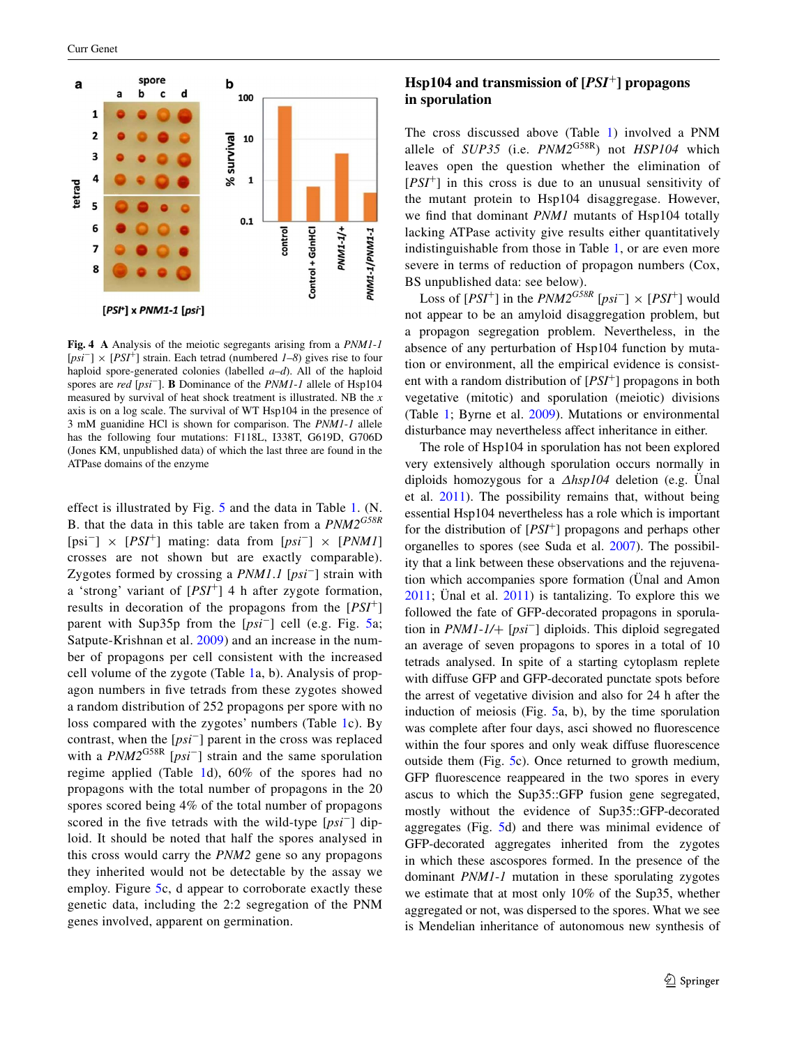**Fig. 4** **A** Analysis of the meiotic segregants arising from a *PNM1-1* [*psi*$^-$] × [*PSI*$^+$] strain. Each tetrad (numbered *1–8*) gives rise to four haploid spore-generated colonies (labelled *a–d*). All of the haploid spores are *red* [*psi*$^-$]. **B** Dominance of the *PNM1-1* allele of Hsp104 measured by survival of heat shock treatment is illustrated. NB the *x* axis is on a log scale. The survival of WT Hsp104 in the presence of 3 mM guanidine HCl is shown for comparison. The *PNM1-1* allele has the following four mutations: F118L, I338T, G619D, G706D (Jones KM, unpublished data) of which the last three are found in the ATPase domains of the enzyme

effect is illustrated by Fig. 5 and the data in Table 1. (N. B. that the data in this table are taken from a *PNM2*$^{G58R}$ [psi$^-$] × [*PSI*$^+$] mating: data from [*psi*$^-$] × [*PNM1*] crosses are not shown but are exactly comparable). Zygotes formed by crossing a *PNM1.1* [*psi*$^-$] strain with a 'strong' variant of [*PSI*$^+$] 4 h after zygote formation, results in decoration of the propagons from the [*PSI*$^+$] parent with Sup35p from the [*psi*$^-$] cell (e.g. Fig. 5a; Satpute-Krishnan et al. 2009) and an increase in the number of propagons per cell consistent with the increased cell volume of the zygote (Table 1a, b). Analysis of propagon numbers in five tetrads from these zygotes showed a random distribution of 252 propagons per spore with no loss compared with the zygotes' numbers (Table 1c). By contrast, when the [*psi*$^-$] parent in the cross was replaced with a *PNM2*$^{G58R}$ [*psi*$^-$] strain and the same sporulation regime applied (Table 1d), 60% of the spores had no propagons with the total number of propagons in the 20 spores scored being 4% of the total number of propagons scored in the five tetrads with the wild-type [*psi*$^-$] diploid. It should be noted that half the spores analysed in this cross would carry the *PNM2* gene so any propagons they inherited would not be detectable by the assay we employ. Figure 5c, d appear to corroborate exactly these genetic data, including the 2:2 segregation of the PNM genes involved, apparent on germination.

## Hsp104 and transmission of [*PSI*$^+$] propagons in sporulation

The cross discussed above (Table 1) involved a PNM allele of *SUP35* (i.e. *PNM2*$^{G58R}$) not *HSP104* which leaves open the question whether the elimination of [*PSI*$^+$] in this cross is due to an unusual sensitivity of the mutant protein to Hsp104 disaggregase. However, we find that dominant *PNM1* mutants of Hsp104 totally lacking ATPase activity give results either quantitatively indistinguishable from those in Table 1, or are even more severe in terms of reduction of propagon numbers (Cox, BS unpublished data: see below).

Loss of [*PSI*$^+$] in the *PNM2*$^{G58R}$ [*psi*$^-$] × [*PSI*$^+$] would not appear to be an amyloid disaggregation problem, but a propagon segregation problem. Nevertheless, in the absence of any perturbation of Hsp104 function by mutation or environment, all the empirical evidence is consistent with a random distribution of [*PSI*$^+$] propagons in both vegetative (mitotic) and sporulation (meiotic) divisions (Table 1; Byrne et al. 2009). Mutations or environmental disturbance may nevertheless affect inheritance in either.

The role of Hsp104 in sporulation has not been explored very extensively although sporulation occurs normally in diploids homozygous for a *Δhsp104* deletion (e.g. Ünal et al. 2011). The possibility remains that, without being essential Hsp104 nevertheless has a role which is important for the distribution of [*PSI*$^+$] propagons and perhaps other organelles to spores (see Suda et al. 2007). The possibility that a link between these observations and the rejuvenation which accompanies spore formation (Ünal and Amon 2011; Ünal et al. 2011) is tantalizing. To explore this we followed the fate of GFP-decorated propagons in sporulation in *PNM1-1*/+ [*psi*$^-$] diploids. This diploid segregated an average of seven propagons to spores in a total of 10 tetrads analysed. In spite of a starting cytoplasm replete with diffuse GFP and GFP-decorated punctate spots before the arrest of vegetative division and also for 24 h after the induction of meiosis (Fig. 5a, b), by the time sporulation was complete after four days, asci showed no fluorescence within the four spores and only weak diffuse fluorescence outside them (Fig. 5c). Once returned to growth medium, GFP fluorescence reappeared in the two spores in every ascus to which the Sup35::GFP fusion gene segregated, mostly without the evidence of Sup35::GFP-decorated aggregates (Fig. 5d) and there was minimal evidence of GFP-decorated aggregates inherited from the zygotes in which these ascospores formed. In the presence of the dominant *PNM1-1* mutation in these sporulating zygotes we estimate that at most only 10% of the Sup35, whether aggregated or not, was dispersed to the spores. What we see is Mendelian inheritance of autonomous new synthesis of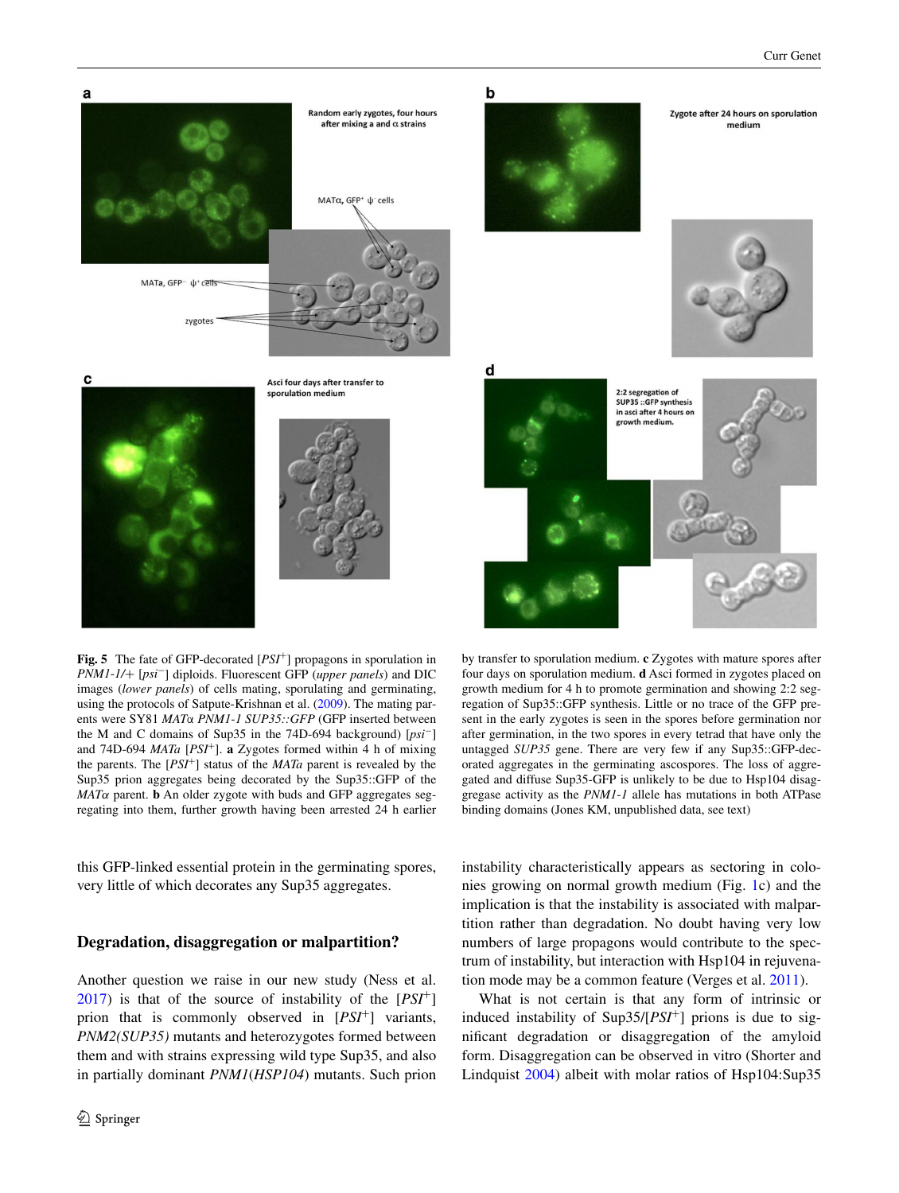**Fig. 5** The fate of GFP-decorated [*PSI*$^{+}$] propagons in sporulation in *PNM1-1/+* [*psi*$^{-}$] diploids. Fluorescent GFP (*upper panels*) and DIC images (*lower panels*) of cells mating, sporulating and germinating, using the protocols of Satpute-Krishnan et al. (2009). The mating parents were SY81 *MATα PNM1-1 SUP35::GFP* (GFP inserted between the M and C domains of Sup35 in the 74D-694 background) [*psi*$^{-}$] and 74D-694 *MATa* [*PSI*$^{+}$]. **a** Zygotes formed within 4 h of mixing the parents. The [*PSI*$^{+}$] status of the *MATa* parent is revealed by the Sup35 prion aggregates being decorated by the Sup35::GFP of the *MATα* parent. **b** An older zygote with buds and GFP aggregates segregating into them, further growth having been arrested 24 h earlier by transfer to sporulation medium. **c** Zygotes with mature spores after four days on sporulation medium. **d** Asci formed in zygotes placed on growth medium for 4 h to promote germination and showing 2:2 segregation of Sup35::GFP synthesis. Little or no trace of the GFP present in the early zygotes is seen in the spores before germination nor after germination, in the two spores in every tetrad that have only the untagged *SUP35* gene. There are very few if any Sup35::GFP-decorated aggregates in the germinating ascospores. The loss of aggregated and diffuse Sup35-GFP is unlikely to be due to Hsp104 disaggregase activity as the *PNM1-1* allele has mutations in both ATPase binding domains (Jones KM, unpublished data, see text)

this GFP-linked essential protein in the germinating spores, very little of which decorates any Sup35 aggregates.

## Degradation, disaggregation or malpartition?

Another question we raise in our new study (Ness et al. 2017) is that of the source of instability of the [*PSI*$^{+}$] prion that is commonly observed in [*PSI*$^{+}$] variants, *PNM2(SUP35)* mutants and heterozygotes formed between them and with strains expressing wild type Sup35, and also in partially dominant *PNM1*(*HSP104*) mutants. Such prion instability characteristically appears as sectoring in colonies growing on normal growth medium (Fig. 1c) and the implication is that the instability is associated with malpartition rather than degradation. No doubt having very low numbers of large propagons would contribute to the spectrum of instability, but interaction with Hsp104 in rejuvenation mode may be a common feature (Verges et al. 2011).

What is not certain is that any form of intrinsic or induced instability of Sup35/[*PSI*$^{+}$] prions is due to significant degradation or disaggregation of the amyloid form. Disaggregation can be observed in vitro (Shorter and Lindquist 2004) albeit with molar ratios of Hsp104:Sup35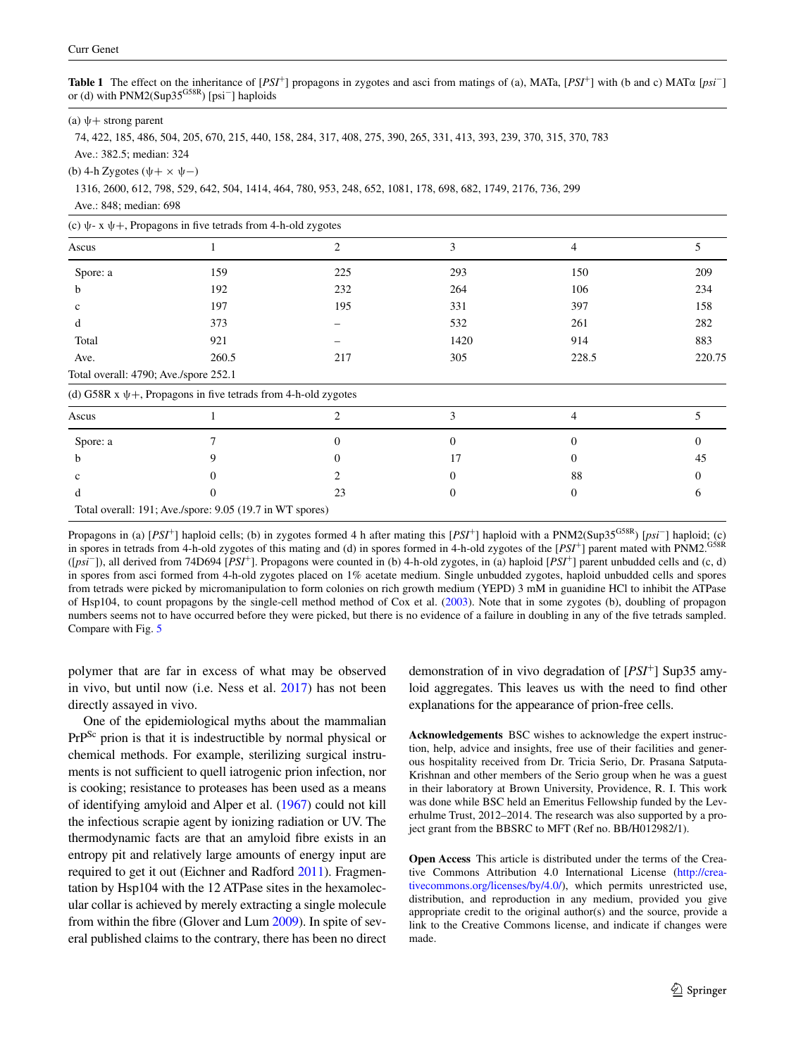**Table 1** The effect on the inheritance of [*PSI*⁺] propagons in zygotes and asci from matings of (a), MATa, [*PSI*⁺] with (b and c) MATα [*psi*⁻] or (d) with PNM2(Sup35$^{G58R}$) [psi⁻] haploids

(a) ψ+ strong parent

74, 422, 185, 486, 504, 205, 670, 215, 440, 158, 284, 317, 408, 275, 390, 265, 331, 413, 393, 239, 370, 315, 370, 783

Ave.: 382.5; median: 324

(b) 4-h Zygotes (ψ+ × ψ−)

1316, 2600, 612, 798, 529, 642, 504, 1414, 464, 780, 953, 248, 652, 1081, 178, 698, 682, 1749, 2176, 736, 299

Ave.: 848; median: 698

(c) ψ- x ψ+, Propagons in five tetrads from 4-h-old zygotes

| Ascus | 1 | 2 | 3 | 4 | 5 |
|---|---|---|---|---|---|
| Spore: a | 159 | 225 | 293 | 150 | 209 |
| b | 192 | 232 | 264 | 106 | 234 |
| c | 197 | 195 | 331 | 397 | 158 |
| d | 373 | – | 532 | 261 | 282 |
| Total | 921 | – | 1420 | 914 | 883 |
| Ave. | 260.5 | 217 | 305 | 228.5 | 220.75 |

Total overall: 4790; Ave./spore 252.1

(d) G58R x ψ+, Propagons in five tetrads from 4-h-old zygotes

| Ascus | 1 | 2 | 3 | 4 | 5 |
|---|---|---|---|---|---|
| Spore: a | 7 | 0 | 0 | 0 | 0 |
| b | 9 | 0 | 17 | 0 | 45 |
| c | 0 | 2 | 0 | 88 | 0 |
| d | 0 | 23 | 0 | 0 | 6 |

Total overall: 191; Ave./spore: 9.05 (19.7 in WT spores)

Propagons in (a) [*PSI*⁺] haploid cells; (b) in zygotes formed 4 h after mating this [*PSI*⁺] haploid with a PNM2(Sup35$^{G58R}$) [*psi*⁻] haploid; (c) in spores in tetrads from 4-h-old zygotes of this mating and (d) in spores formed in 4-h-old zygotes of the [*PSI*⁺] parent mated with PNM2.$^{G58R}$ ([*psi*⁻]), all derived from 74D694 [*PSI*⁺]. Propagons were counted in (b) 4-h-old zygotes, in (a) haploid [*PSI*⁺] parent unbudded cells and (c, d) in spores from asci formed from 4-h-old zygotes placed on 1% acetate medium. Single unbudded zygotes, haploid unbudded cells and spores from tetrads were picked by micromanipulation to form colonies on rich growth medium (YEPD) 3 mM in guanidine HCl to inhibit the ATPase of Hsp104, to count propagons by the single-cell method method of Cox et al. (2003). Note that in some zygotes (b), doubling of propagon numbers seems not to have occurred before they were picked, but there is no evidence of a failure in doubling in any of the five tetrads sampled. Compare with Fig. 5

polymer that are far in excess of what may be observed in vivo, but until now (i.e. Ness et al. 2017) has not been directly assayed in vivo.

One of the epidemiological myths about the mammalian PrP$^{Sc}$ prion is that it is indestructible by normal physical or chemical methods. For example, sterilizing surgical instruments is not sufficient to quell iatrogenic prion infection, nor is cooking; resistance to proteases has been used as a means of identifying amyloid and Alper et al. (1967) could not kill the infectious scrapie agent by ionizing radiation or UV. The thermodynamic facts are that an amyloid fibre exists in an entropy pit and relatively large amounts of energy input are required to get it out (Eichner and Radford 2011). Fragmentation by Hsp104 with the 12 ATPase sites in the hexamolecular collar is achieved by merely extracting a single molecule from within the fibre (Glover and Lum 2009). In spite of several published claims to the contrary, there has been no direct demonstration of in vivo degradation of [*PSI*⁺] Sup35 amyloid aggregates. This leaves us with the need to find other explanations for the appearance of prion-free cells.

**Acknowledgements** BSC wishes to acknowledge the expert instruction, help, advice and insights, free use of their facilities and generous hospitality received from Dr. Tricia Serio, Dr. Prasana Satputa-Krishnan and other members of the Serio group when he was a guest in their laboratory at Brown University, Providence, R. I. This work was done while BSC held an Emeritus Fellowship funded by the Leverhulme Trust, 2012–2014. The research was also supported by a project grant from the BBSRC to MFT (Ref no. BB/H012982/1).

**Open Access** This article is distributed under the terms of the Creative Commons Attribution 4.0 International License (http://creativecommons.org/licenses/by/4.0/), which permits unrestricted use, distribution, and reproduction in any medium, provided you give appropriate credit to the original author(s) and the source, provide a link to the Creative Commons license, and indicate if changes were made.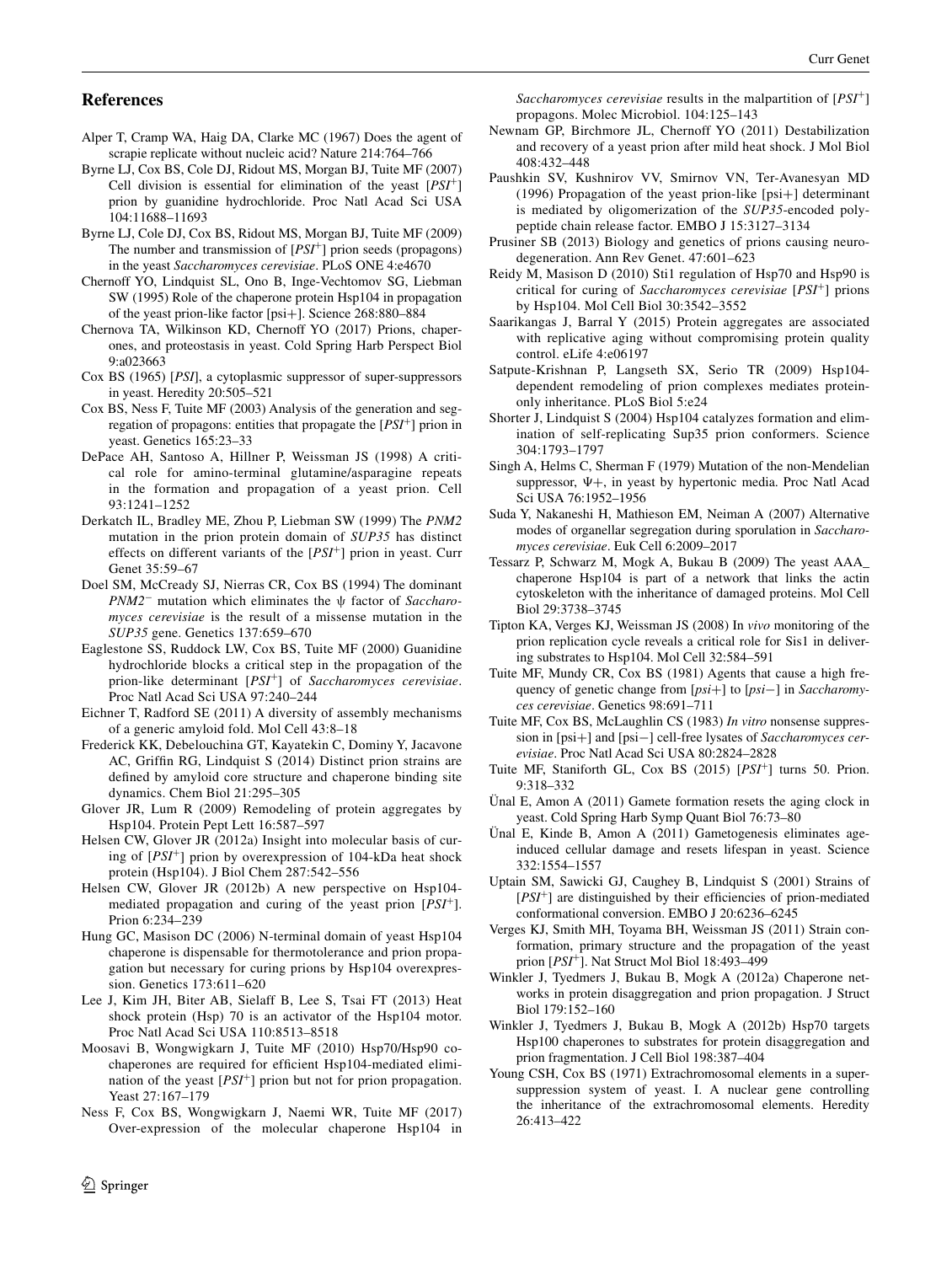## References

Alper T, Cramp WA, Haig DA, Clarke MC (1967) Does the agent of scrapie replicate without nucleic acid? Nature 214:764–766

Byrne LJ, Cox BS, Cole DJ, Ridout MS, Morgan BJ, Tuite MF (2007) Cell division is essential for elimination of the yeast [*PSI*$^+$] prion by guanidine hydrochloride. Proc Natl Acad Sci USA 104:11688–11693

Byrne LJ, Cole DJ, Cox BS, Ridout MS, Morgan BJ, Tuite MF (2009) The number and transmission of [*PSI*$^+$] prion seeds (propagons) in the yeast *Saccharomyces cerevisiae*. PLoS ONE 4:e4670

Chernoff YO, Lindquist SL, Ono B, Inge-Vechtomov SG, Liebman SW (1995) Role of the chaperone protein Hsp104 in propagation of the yeast prion-like factor [psi+]. Science 268:880–884

Chernova TA, Wilkinson KD, Chernoff YO (2017) Prions, chaperones, and proteostasis in yeast. Cold Spring Harb Perspect Biol 9:a023663

Cox BS (1965) [*PSI*], a cytoplasmic suppressor of super-suppressors in yeast. Heredity 20:505–521

Cox BS, Ness F, Tuite MF (2003) Analysis of the generation and segregation of propagons: entities that propagate the [*PSI*$^+$] prion in yeast. Genetics 165:23–33

DePace AH, Santoso A, Hillner P, Weissman JS (1998) A critical role for amino-terminal glutamine/asparagine repeats in the formation and propagation of a yeast prion. Cell 93:1241–1252

Derkatch IL, Bradley ME, Zhou P, Liebman SW (1999) The *PNM2* mutation in the prion protein domain of *SUP35* has distinct effects on different variants of the [*PSI*$^+$] prion in yeast. Curr Genet 35:59–67

Doel SM, McCready SJ, Nierras CR, Cox BS (1994) The dominant *PNM2*$^-$ mutation which eliminates the ψ factor of *Saccharomyces cerevisiae* is the result of a missense mutation in the *SUP35* gene. Genetics 137:659–670

Eaglestone SS, Ruddock LW, Cox BS, Tuite MF (2000) Guanidine hydrochloride blocks a critical step in the propagation of the prion-like determinant [*PSI*$^+$] of *Saccharomyces cerevisiae*. Proc Natl Acad Sci USA 97:240–244

Eichner T, Radford SE (2011) A diversity of assembly mechanisms of a generic amyloid fold. Mol Cell 43:8–18

Frederick KK, Debelouchina GT, Kayatekin C, Dominy Y, Jacavone AC, Griffin RG, Lindquist S (2014) Distinct prion strains are defined by amyloid core structure and chaperone binding site dynamics. Chem Biol 21:295–305

Glover JR, Lum R (2009) Remodeling of protein aggregates by Hsp104. Protein Pept Lett 16:587–597

Helsen CW, Glover JR (2012a) Insight into molecular basis of curing of [*PSI*$^+$] prion by overexpression of 104-kDa heat shock protein (Hsp104). J Biol Chem 287:542–556

Helsen CW, Glover JR (2012b) A new perspective on Hsp104-mediated propagation and curing of the yeast prion [*PSI*$^+$]. Prion 6:234–239

Hung GC, Masison DC (2006) N-terminal domain of yeast Hsp104 chaperone is dispensable for thermotolerance and prion propagation but necessary for curing prions by Hsp104 overexpression. Genetics 173:611–620

Lee J, Kim JH, Biter AB, Sielaff B, Lee S, Tsai FT (2013) Heat shock protein (Hsp) 70 is an activator of the Hsp104 motor. Proc Natl Acad Sci USA 110:8513–8518

Moosavi B, Wongwigkarn J, Tuite MF (2010) Hsp70/Hsp90 co-chaperones are required for efficient Hsp104-mediated elimination of the yeast [*PSI*$^+$] prion but not for prion propagation. Yeast 27:167–179

Ness F, Cox BS, Wongwigkarn J, Naemi WR, Tuite MF (2017) Over-expression of the molecular chaperone Hsp104 in *Saccharomyces cerevisiae* results in the malpartition of [*PSI*$^+$] propagons. Molec Microbiol. 104:125–143

Newnam GP, Birchmore JL, Chernoff YO (2011) Destabilization and recovery of a yeast prion after mild heat shock. J Mol Biol 408:432–448

Paushkin SV, Kushnirov VV, Smirnov VN, Ter-Avanesyan MD (1996) Propagation of the yeast prion-like [psi+] determinant is mediated by oligomerization of the *SUP35*-encoded polypeptide chain release factor. EMBO J 15:3127–3134

Prusiner SB (2013) Biology and genetics of prions causing neurodegeneration. Ann Rev Genet. 47:601–623

Reidy M, Masison D (2010) Sti1 regulation of Hsp70 and Hsp90 is critical for curing of *Saccharomyces cerevisiae* [*PSI*$^+$] prions by Hsp104. Mol Cell Biol 30:3542–3552

Saarikangas J, Barral Y (2015) Protein aggregates are associated with replicative aging without compromising protein quality control. eLife 4:e06197

Satpute-Krishnan P, Langseth SX, Serio TR (2009) Hsp104-dependent remodeling of prion complexes mediates protein-only inheritance. PLoS Biol 5:e24

Shorter J, Lindquist S (2004) Hsp104 catalyzes formation and elimination of self-replicating Sup35 prion conformers. Science 304:1793–1797

Singh A, Helms C, Sherman F (1979) Mutation of the non-Mendelian suppressor, Ψ+, in yeast by hypertonic media. Proc Natl Acad Sci USA 76:1952–1956

Suda Y, Nakaneshi H, Mathieson EM, Neiman A (2007) Alternative modes of organellar segregation during sporulation in *Saccharomyces cerevisiae*. Euk Cell 6:2009–2017

Tessarz P, Schwarz M, Mogk A, Bukau B (2009) The yeast AAA_ chaperone Hsp104 is part of a network that links the actin cytoskeleton with the inheritance of damaged proteins. Mol Cell Biol 29:3738–3745

Tipton KA, Verges KJ, Weissman JS (2008) In *vivo* monitoring of the prion replication cycle reveals a critical role for Sis1 in delivering substrates to Hsp104. Mol Cell 32:584–591

Tuite MF, Mundy CR, Cox BS (1981) Agents that cause a high frequency of genetic change from [*psi*+] to [*psi*−] in *Saccharomyces cerevisiae*. Genetics 98:691–711

Tuite MF, Cox BS, McLaughlin CS (1983) *In vitro* nonsense suppression in [psi+] and [psi−] cell-free lysates of *Saccharomyces cerevisiae*. Proc Natl Acad Sci USA 80:2824–2828

Tuite MF, Staniforth GL, Cox BS (2015) [*PSI*$^+$] turns 50. Prion. 9:318–332

Ünal E, Amon A (2011) Gamete formation resets the aging clock in yeast. Cold Spring Harb Symp Quant Biol 76:73–80

Ünal E, Kinde B, Amon A (2011) Gametogenesis eliminates age-induced cellular damage and resets lifespan in yeast. Science 332:1554–1557

Uptain SM, Sawicki GJ, Caughey B, Lindquist S (2001) Strains of [*PSI*$^+$] are distinguished by their efficiencies of prion-mediated conformational conversion. EMBO J 20:6236–6245

Verges KJ, Smith MH, Toyama BH, Weissman JS (2011) Strain conformation, primary structure and the propagation of the yeast prion [*PSI*$^+$]. Nat Struct Mol Biol 18:493–499

Winkler J, Tyedmers J, Bukau B, Mogk A (2012a) Chaperone networks in protein disaggregation and prion propagation. J Struct Biol 179:152–160

Winkler J, Tyedmers J, Bukau B, Mogk A (2012b) Hsp70 targets Hsp100 chaperones to substrates for protein disaggregation and prion fragmentation. J Cell Biol 198:387–404

Young CSH, Cox BS (1971) Extrachromosomal elements in a super-suppression system of yeast. I. A nuclear gene controlling the inheritance of the extrachromosomal elements. Heredity 26:413–422